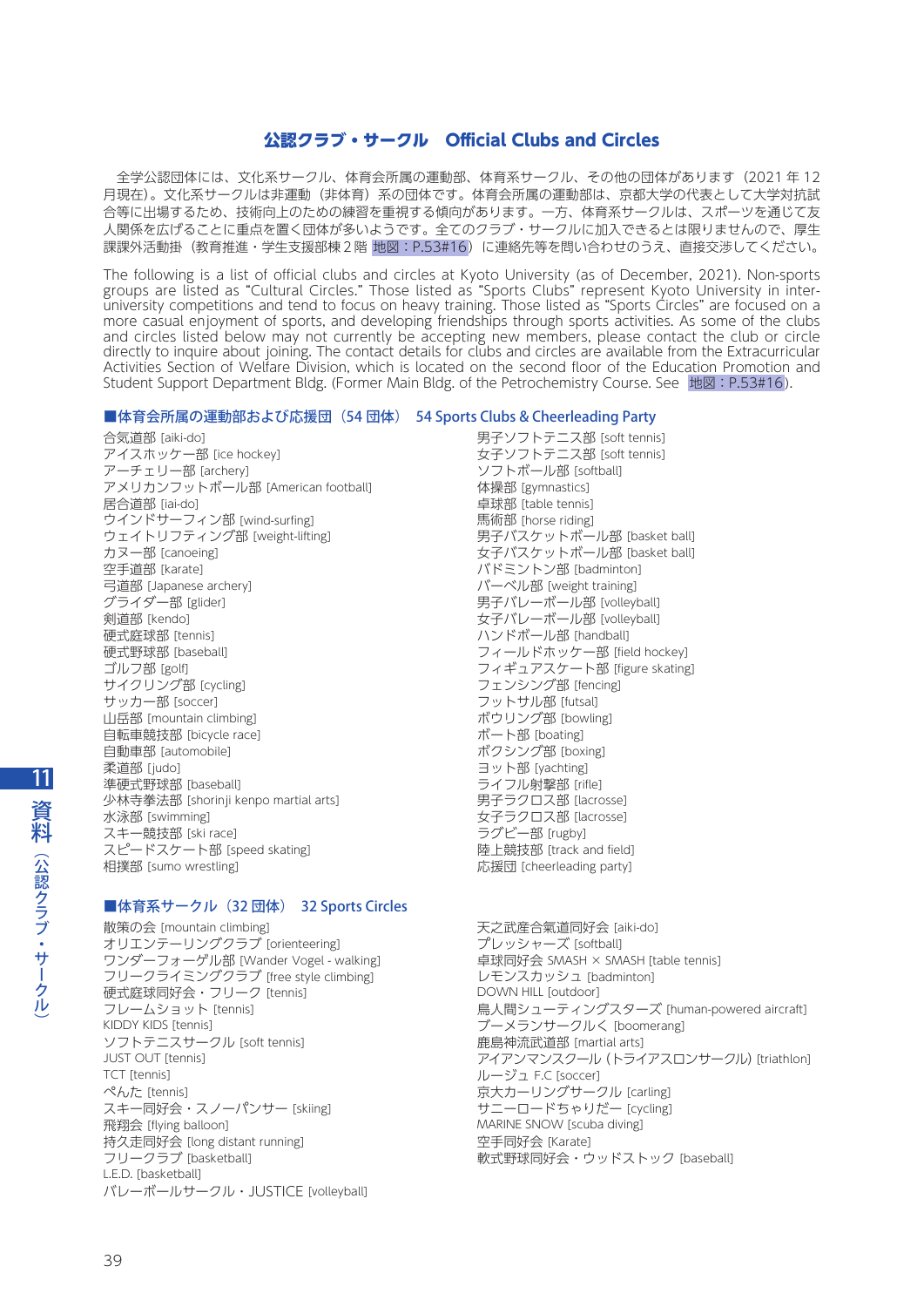## 公認クラブ・サークル　Official Clubs and Circles

全学公認団体には、文化系サークル、体育会所属の運動部、体育系サークル、その他の団体があります（2021 年 12 月現在）。文化系サークルは非運動（非体育）系の団体です。体育会所属の運動部は、京都大学の代表として大学対抗試合等に出場するため、技術向上のための練習を重視する傾向があります。一方、体育系サークルは、スポーツを通じて友人関係を広げることに重点を置く団体が多いようです。全てのクラブ・サークルに加入できるとは限りませんので、厚生課課外活動掛（教育推進・学生支援部棟２階 地図：P.53#16）に連絡先等を問い合わせのうえ、直接交渉してください。

The following is a list of official clubs and circles at Kyoto University (as of December, 2021). Non-sports groups are listed as "Cultural Circles." Those listed as "Sports Clubs" represent Kyoto University in inter-university competitions and tend to focus on heavy training. Those listed as "Sports Circles" are focused on a more casual enjoyment of sports, and developing friendships through sports activities. As some of the clubs and circles listed below may not currently be accepting new members, please contact the club or circle directly to inquire about joining. The contact details for clubs and circles are available from the Extracurricular Activities Section of Welfare Division, which is located on the second floor of the Education Promotion and Student Support Department Bldg. (Former Main Bldg. of the Petrochemistry Course. See 地図：P.53#16).

### ■体育会所属の運動部および応援団（54 団体）　54 Sports Clubs & Cheerleading Party

合気道部 [aiki-do]
アイスホッケー部 [ice hockey]
アーチェリー部 [archery]
アメリカンフットボール部 [American football]
居合道部 [iai-do]
ウインドサーフィン部 [wind-surfing]
ウェイトリフティング部 [weight-lifting]
カヌー部 [canoeing]
空手道部 [karate]
弓道部 [Japanese archery]
グライダー部 [glider]
剣道部 [kendo]
硬式庭球部 [tennis]
硬式野球部 [baseball]
ゴルフ部 [golf]
サイクリング部 [cycling]
サッカー部 [soccer]
山岳部 [mountain climbing]
自転車競技部 [bicycle race]
自動車部 [automobile]
柔道部 [judo]
準硬式野球部 [baseball]
少林寺拳法部 [shorinji kenpo martial arts]
水泳部 [swimming]
スキー競技部 [ski race]
スピードスケート部 [speed skating]
相撲部 [sumo wrestling]
男子ソフトテニス部 [soft tennis]
女子ソフトテニス部 [soft tennis]
ソフトボール部 [softball]
体操部 [gymnastics]
卓球部 [table tennis]
馬術部 [horse riding]
男子バスケットボール部 [basket ball]
女子バスケットボール部 [basket ball]
バドミントン部 [badminton]
バーベル部 [weight training]
男子バレーボール部 [volleyball]
女子バレーボール部 [volleyball]
ハンドボール部 [handball]
フィールドホッケー部 [field hockey]
フィギュアスケート部 [figure skating]
フェンシング部 [fencing]
フットサル部 [futsal]
ボウリング部 [bowling]
ボート部 [boating]
ボクシング部 [boxing]
ヨット部 [yachting]
ライフル射撃部 [rifle]
男子ラクロス部 [lacrosse]
女子ラクロス部 [lacrosse]
ラグビー部 [rugby]
陸上競技部 [track and field]
応援団 [cheerleading party]

### ■体育系サークル（32 団体）　32 Sports Circles

散策の会 [mountain climbing]
オリエンテーリングクラブ [orienteering]
ワンダーフォーゲル部 [Wander Vogel - walking]
フリークライミングクラブ [free style climbing]
硬式庭球同好会・フリーク [tennis]
フレームショット [tennis]
KIDDY KIDS [tennis]
ソフトテニスサークル [soft tennis]
JUST OUT [tennis]
TCT [tennis]
ぺんた [tennis]
スキー同好会・スノーパンサー [skiing]
飛翔会 [flying balloon]
持久走同好会 [long distant running]
フリークラブ [basketball]
L.E.D. [basketball]
バレーボールサークル・JUSTICE [volleyball]
天之武産合氣道同好会 [aiki-do]
プレッシャーズ [softball]
卓球同好会 SMASH × SMASH [table tennis]
レモンスカッシュ [badminton]
DOWN HILL [outdoor]
鳥人間シューティングスターズ [human-powered aircraft]
ブーメランサークルく [boomerang]
鹿島神流武道部 [martial arts]
アイアンマンスクール（トライアスロンサークル）[triathlon]
ルージュ F.C [soccer]
京大カーリングサークル [carling]
サニーロードちゃりだー [cycling]
MARINE SNOW [scuba diving]
空手同好会 [Karate]
軟式野球同好会・ウッドストック [baseball]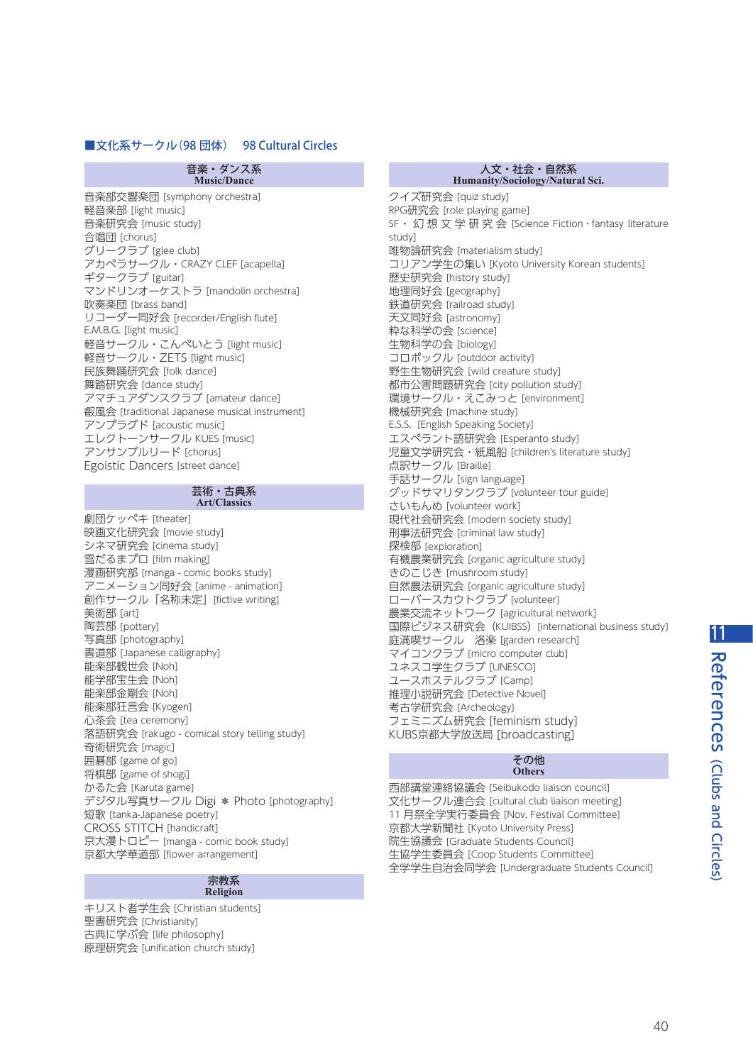## ■文化系サークル(98 団体)　98 Cultural Circles

### 音楽・ダンス系 Music/Dance

音楽部交響楽団 [symphony orchestra]
軽音楽部 [light music]
音楽研究会 [music study]
合唱団 [chorus]
グリークラブ [glee club]
アカペラサークル・CRAZY CLEF [acapella]
ギタークラブ [guitar]
マンドリンオーケストラ [mandolin orchestra]
吹奏楽団 [brass band]
リコーダー同好会 [recorder/English flute]
E.M.B.G. [light music]
軽音サークル・こんぺいとう [light music]
軽音サークル・ZETS [light music]
民族舞踊研究会 [folk dance]
舞踏研究会 [dance study]
アマチュアダンスクラブ [amateur dance]
叡風会 [traditional Japanese musical instrument]
アンプラグド [acoustic music]
エレクトーンサークル KUES [music]
アンサンブルリード [chorus]
Egoistic Dancers [street dance]

### 芸術・古典系 Art/Classics

劇団ケッペキ [theater]
映画文化研究会 [movie study]
シネマ研究会 [cinema study]
雪だるまプロ [film making]
漫画研究部 [manga - comic books study]
アニメーション同好会 [anime - animation]
創作サークル「名称未定」[fictive writing]
美術部 [art]
陶芸部 [pottery]
写真部 [photography]
書道部 [Japanese calligraphy]
能楽部観世会 [Noh]
能学部宝生会 [Noh]
能楽部金剛会 [Noh]
能楽部狂言会 [Kyogen]
心茶会 [tea ceremony]
落語研究会 [rakugo - comical story telling study]
奇術研究会 [magic]
囲碁部 [game of go]
将棋部 [game of shogi]
かるた会 [Karuta game]
デジタル写真サークル Digi ＊ Photo [photography]
短歌 [tanka-Japanese poetry]
CROSS STITCH [handicraft]
京大漫トロピー [manga - comic book study]
京都大学華道部 [flower arrangement]

### 宗教系 Religion

キリスト者学生会 [Christian students]
聖書研究会 [Christianity]
古典に学ぶ会 [life philosophy]
原理研究会 [unification church study]

### 人文・社会・自然系 Humanity/Sociology/Natural Sci.

クイズ研究会 [quiz study]
RPG研究会 [role playing game]
SF・幻想文学研究会 [Science Fiction・fantasy literature study]
唯物論研究会 [materialism study]
コリアン学生の集い [Kyoto University Korean students]
歴史研究会 [history study]
地理同好会 [geography]
鉄道研究会 [railroad study]
天文同好会 [astronomy]
粋な科学の会 [science]
生物科学の会 [biology]
コロポックル [outdoor activity]
野生生物研究会 [wild creature study]
都市公害問題研究会 [city pollution study]
環境サークル・えこみっと [environment]
機械研究会 [machine study]
E.S.S. [English Speaking Society]
エスペラント語研究会 [Esperanto study]
児童文学研究会・紙風船 [children's literature study]
点訳サークル [Braille]
手話サークル [sign language]
グッドサマリタンクラブ [volunteer tour guide]
さいもんめ [volunteer work]
現代社会研究会 [modern society study]
刑事法研究会 [criminal law study]
探検部 [exploration]
有機農業研究会 [organic agriculture study]
きのこじき [mushroom study]
自然農法研究会 [organic agriculture study]
ローバースカウトクラブ [volunteer]
農業交流ネットワーク [agricultural network]
国際ビジネス研究会（KUIBSS）[international business study]
庭満喫サークル　洛葉 [garden research]
マイコンクラブ [micro computer club]
ユネスコ学生クラブ [UNESCO]
ユースホステルクラブ [Camp]
推理小説研究会 [Detective Novel]
考古学研究会 [Archeology]
フェミニズム研究会 [feminism study]
KUBS京都大学放送局 [broadcasting]

### その他 Others

西部講堂連絡協議会 [Seibukodo liaison council]
文化サークル連合会 [cultural club liaison meeting]
11 月祭全学実行委員会 [Nov. Festival Committee]
京都大学新聞社 [Kyoto University Press]
院生協議会 [Graduate Students Council]
生協学生委員会 [Coop Students Committee]
全学学生自治会同学会 [Undergraduate Students Council]